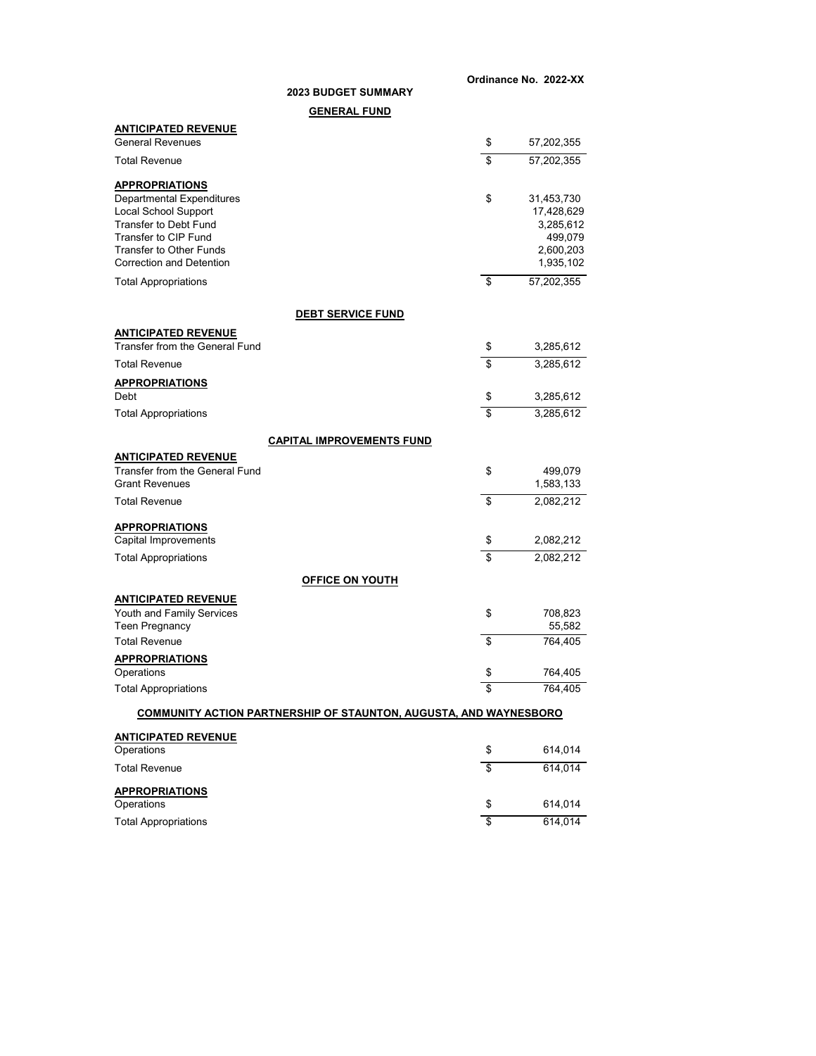Ordinance No. 2022-XX

# 2023 BUDGET SUMMARY

## GENERAL FUND

| | | |
|---|---|---|
| **ANTICIPATED REVENUE** | | |
| General Revenues | $ | 57,202,355 |
| Total Revenue | $ | 57,202,355 |
| **APPROPRIATIONS** | | |
| Departmental Expenditures | $ | 31,453,730 |
| Local School Support | | 17,428,629 |
| Transfer to Debt Fund | | 3,285,612 |
| Transfer to CIP Fund | | 499,079 |
| Transfer to Other Funds | | 2,600,203 |
| Correction and Detention | | 1,935,102 |
| Total Appropriations | $ | 57,202,355 |

## DEBT SERVICE FUND

| | | |
|---|---|---|
| **ANTICIPATED REVENUE** | | |
| Transfer from the General Fund | $ | 3,285,612 |
| Total Revenue | $ | 3,285,612 |
| **APPROPRIATIONS** | | |
| Debt | $ | 3,285,612 |
| Total Appropriations | $ | 3,285,612 |

## CAPITAL IMPROVEMENTS FUND

| | | |
|---|---|---|
| **ANTICIPATED REVENUE** | | |
| Transfer from the General Fund | $ | 499,079 |
| Grant Revenues | | 1,583,133 |
| Total Revenue | $ | 2,082,212 |
| **APPROPRIATIONS** | | |
| Capital Improvements | $ | 2,082,212 |
| Total Appropriations | $ | 2,082,212 |

## OFFICE ON YOUTH

| | | |
|---|---|---|
| **ANTICIPATED REVENUE** | | |
| Youth and Family Services | $ | 708,823 |
| Teen Pregnancy | | 55,582 |
| Total Revenue | $ | 764,405 |
| **APPROPRIATIONS** | | |
| Operations | $ | 764,405 |
| Total Appropriations | $ | 764,405 |

## COMMUNITY ACTION PARTNERSHIP OF STAUNTON, AUGUSTA, AND WAYNESBORO

| | | |
|---|---|---|
| **ANTICIPATED REVENUE** | | |
| Operations | $ | 614,014 |
| Total Revenue | $ | 614,014 |
| **APPROPRIATIONS** | | |
| Operations | $ | 614,014 |
| Total Appropriations | $ | 614,014 |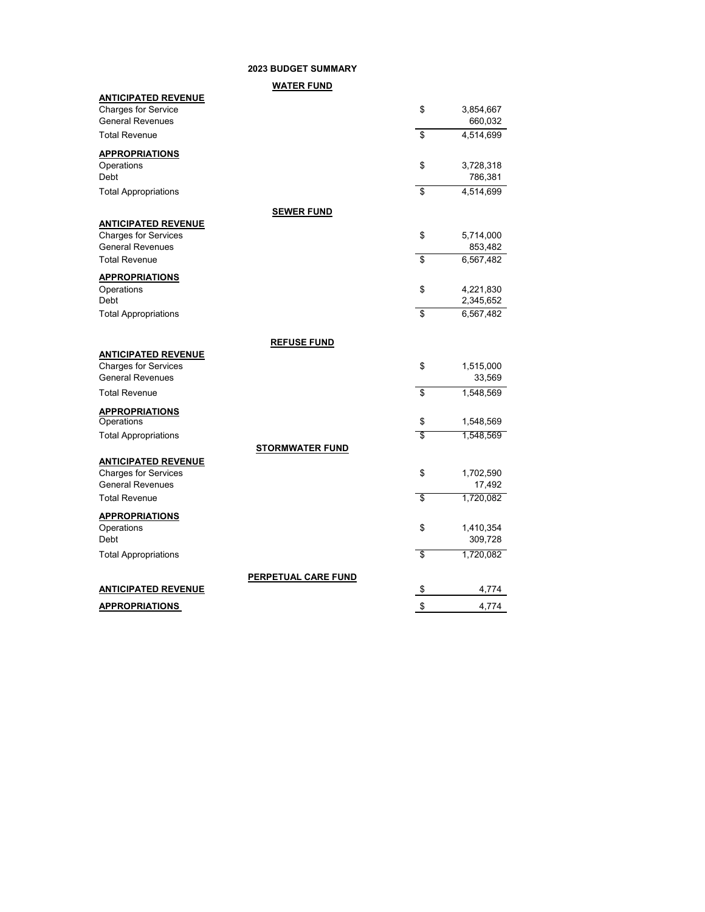# 2023 BUDGET SUMMARY

## WATER FUND

| | | |
|---|---|---|
| **ANTICIPATED REVENUE** | | |
| Charges for Service | $ | 3,854,667 |
| General Revenues | | 660,032 |
| Total Revenue | $ | 4,514,699 |
| **APPROPRIATIONS** | | |
| Operations | $ | 3,728,318 |
| Debt | | 786,381 |
| Total Appropriations | $ | 4,514,699 |

## SEWER FUND

| | | |
|---|---|---|
| **ANTICIPATED REVENUE** | | |
| Charges for Services | $ | 5,714,000 |
| General Revenues | | 853,482 |
| Total Revenue | $ | 6,567,482 |
| **APPROPRIATIONS** | | |
| Operations | $ | 4,221,830 |
| Debt | | 2,345,652 |
| Total Appropriations | $ | 6,567,482 |

## REFUSE FUND

| | | |
|---|---|---|
| **ANTICIPATED REVENUE** | | |
| Charges for Services | $ | 1,515,000 |
| General Revenues | | 33,569 |
| Total Revenue | $ | 1,548,569 |
| **APPROPRIATIONS** | | |
| Operations | $ | 1,548,569 |
| Total Appropriations | $ | 1,548,569 |

## STORMWATER FUND

| | | |
|---|---|---|
| **ANTICIPATED REVENUE** | | |
| Charges for Services | $ | 1,702,590 |
| General Revenues | | 17,492 |
| Total Revenue | $ | 1,720,082 |
| **APPROPRIATIONS** | | |
| Operations | $ | 1,410,354 |
| Debt | | 309,728 |
| Total Appropriations | $ | 1,720,082 |

## PERPETUAL CARE FUND

| | | |
|---|---|---|
| **ANTICIPATED REVENUE** | $ | 4,774 |
| **APPROPRIATIONS** | $ | 4,774 |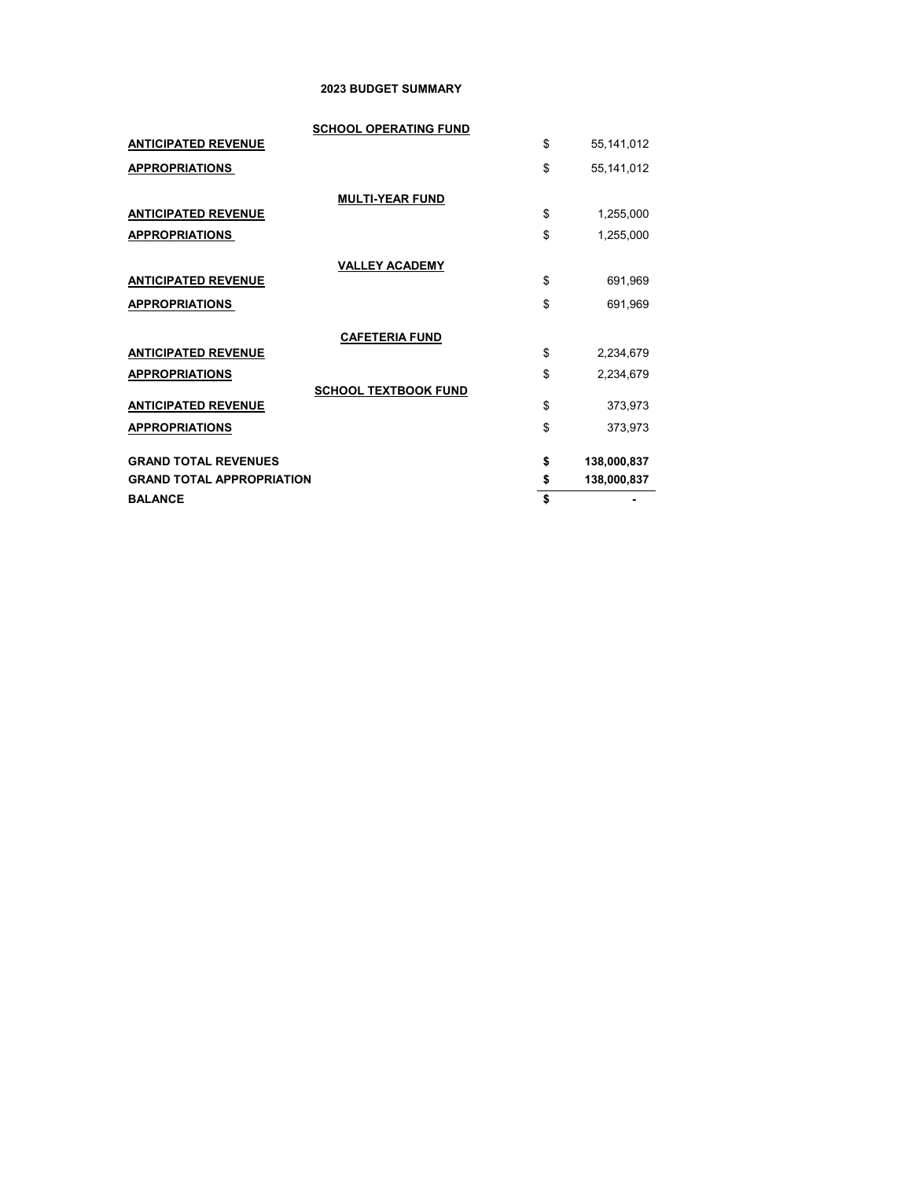**2023 BUDGET SUMMARY**

| | | |
|---|---|---|
| | **SCHOOL OPERATING FUND** | |
| **ANTICIPATED REVENUE** | $ | 55,141,012 |
| **APPROPRIATIONS** | $ | 55,141,012 |
| | **MULTI-YEAR FUND** | |
| **ANTICIPATED REVENUE** | $ | 1,255,000 |
| **APPROPRIATIONS** | $ | 1,255,000 |
| | **VALLEY ACADEMY** | |
| **ANTICIPATED REVENUE** | $ | 691,969 |
| **APPROPRIATIONS** | $ | 691,969 |
| | **CAFETERIA FUND** | |
| **ANTICIPATED REVENUE** | $ | 2,234,679 |
| **APPROPRIATIONS** | $ | 2,234,679 |
| | **SCHOOL TEXTBOOK FUND** | |
| **ANTICIPATED REVENUE** | $ | 373,973 |
| **APPROPRIATIONS** | $ | 373,973 |
| **GRAND TOTAL REVENUES** | **$** | **138,000,837** |
| **GRAND TOTAL APPROPRIATION** | **$** | **138,000,837** |
| **BALANCE** | **$** | **-** |